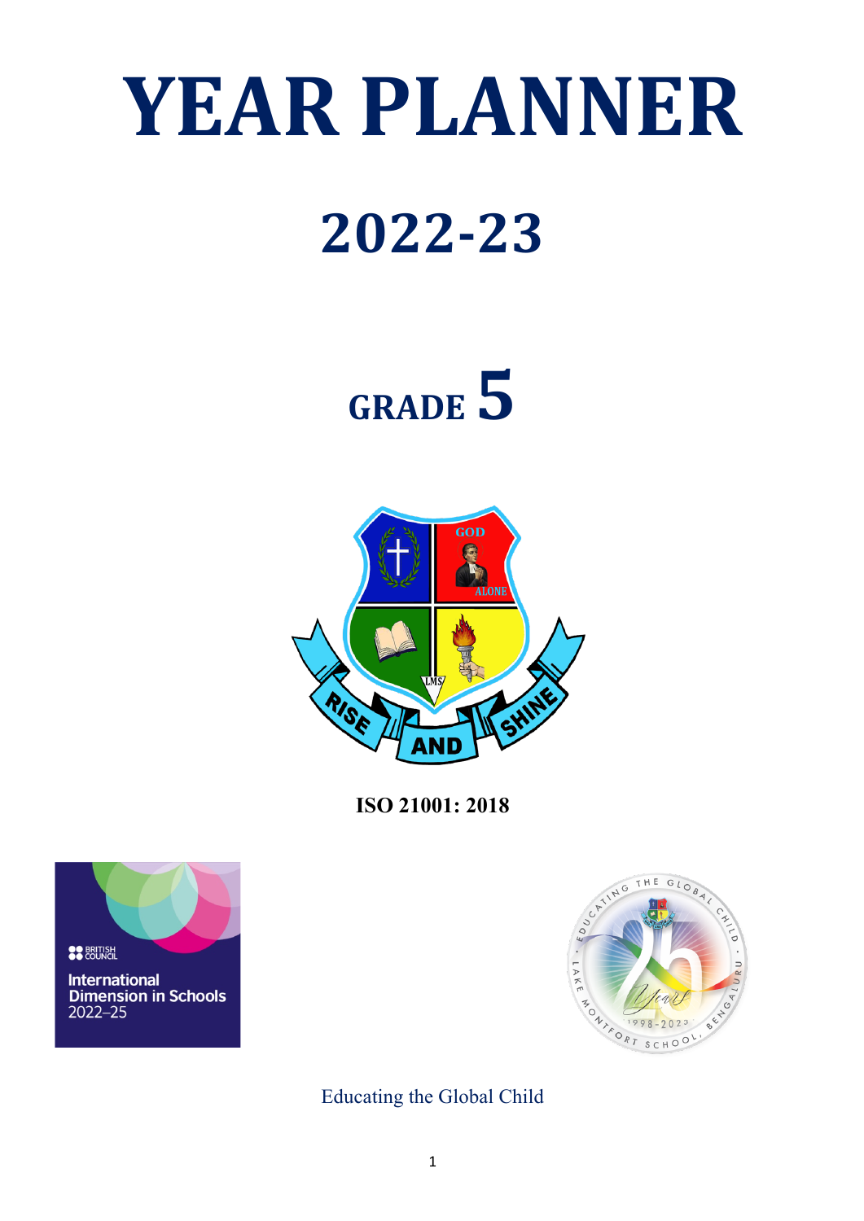# YEAR PLANNER

# 2022-23

# GRADE 5

**ISO 21001: 2018**

Educating the Global Child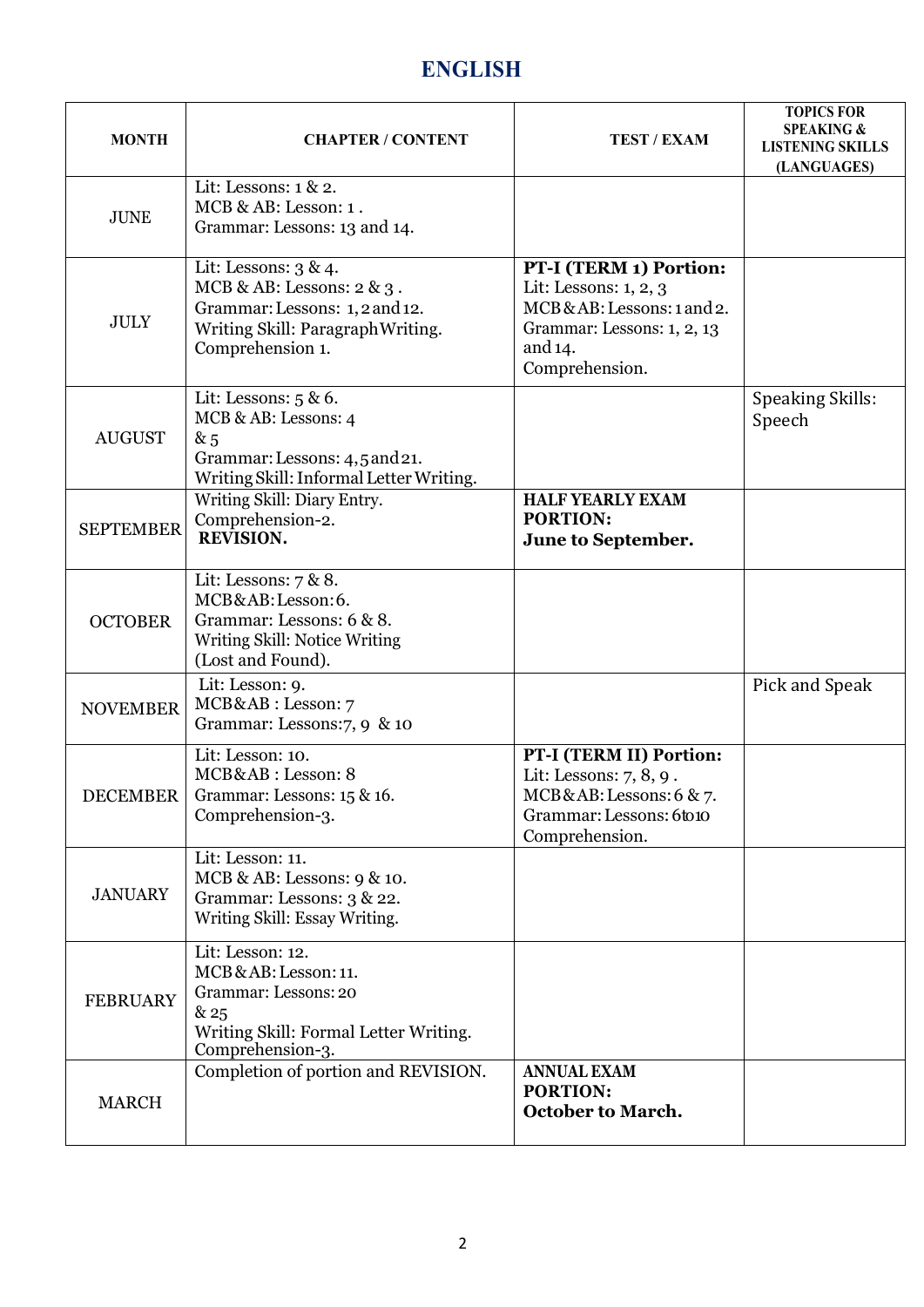# ENGLISH

| MONTH | CHAPTER / CONTENT | TEST / EXAM | TOPICS FOR SPEAKING & LISTENING SKILLS (LANGUAGES) |
|---|---|---|---|
| JUNE | Lit: Lessons: 1 & 2.<br>MCB & AB: Lesson: 1 .<br>Grammar: Lessons: 13 and 14. | | |
| JULY | Lit: Lessons: 3 & 4.<br>MCB & AB: Lessons: 2 & 3 .<br>Grammar: Lessons: 1, 2 and 12.<br>Writing Skill: Paragraph Writing.<br>Comprehension 1. | **PT-I (TERM 1) Portion:**<br>Lit: Lessons: 1, 2, 3<br>MCB & AB: Lessons: 1 and 2.<br>Grammar: Lessons: 1, 2, 13 and 14.<br>Comprehension. | |
| AUGUST | Lit: Lessons: 5 & 6.<br>MCB & AB: Lessons: 4 & 5<br>Grammar: Lessons: 4, 5 and 21.<br>Writing Skill: Informal Letter Writing. | | Speaking Skills: Speech |
| SEPTEMBER | Writing Skill: Diary Entry.<br>Comprehension-2.<br>**REVISION.** | **HALF YEARLY EXAM PORTION:**<br>**June to September.** | |
| OCTOBER | Lit: Lessons: 7 & 8.<br>MCB & AB: Lesson: 6.<br>Grammar: Lessons: 6 & 8.<br>Writing Skill: Notice Writing (Lost and Found). | | |
| NOVEMBER | Lit: Lesson: 9.<br>MCB & AB : Lesson: 7<br>Grammar: Lessons: 7, 9 & 10 | | Pick and Speak |
| DECEMBER | Lit: Lesson: 10.<br>MCB & AB : Lesson: 8<br>Grammar: Lessons: 15 & 16.<br>Comprehension-3. | **PT-I (TERM II) Portion:**<br>Lit: Lessons: 7, 8, 9 .<br>MCB & AB: Lessons: 6 & 7.<br>Grammar: Lessons: 6 to 10<br>Comprehension. | |
| JANUARY | Lit: Lesson: 11.<br>MCB & AB: Lessons: 9 & 10.<br>Grammar: Lessons: 3 & 22.<br>Writing Skill: Essay Writing. | | |
| FEBRUARY | Lit: Lesson: 12.<br>MCB & AB: Lesson: 11.<br>Grammar: Lessons: 20 & 25<br>Writing Skill: Formal Letter Writing.<br>Comprehension-3. | | |
| MARCH | Completion of portion and REVISION. | **ANNUAL EXAM PORTION:**<br>**October to March.** | |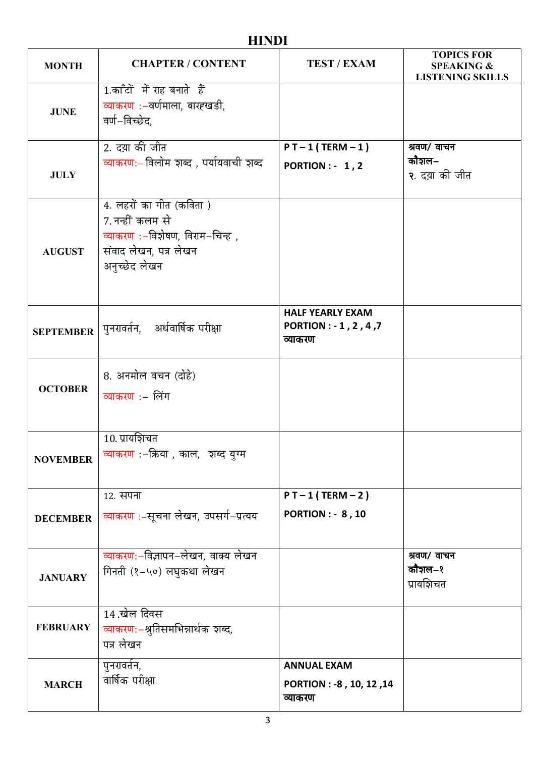# HINDI

| MONTH | CHAPTER / CONTENT | TEST / EXAM | TOPICS FOR SPEAKING & LISTENING SKILLS |
|---|---|---|---|
| JUNE | 1.काँटों में राह बनाते हैं<br>व्याकरण :–वर्णमाला, बारहखडी, वर्ण–विच्छेद, | | |
| JULY | 2. दया की जीत<br>व्याकरण:– विलोम शब्द , पर्यायवाची शब्द | **P T – 1 ( TERM – 1 )**<br>**PORTION : - 1 , 2** | **श्रवण/ वाचन कौशल–**<br>२. दया की जीत |
| AUGUST | 4. लहरों का गीत (कविता )<br>7. नन्हीं कलम से<br>व्याकरण :–विशेषण, विराम–चिन्ह , संवाद लेखन, पत्र लेखन<br>अनुच्छेद लेखन | | |
| SEPTEMBER | पुनरावर्तन, अर्धवार्षिक परीक्षा | **HALF YEARLY EXAM**<br>**PORTION : - 1 , 2 , 4 ,7**<br>**व्याकरण** | |
| OCTOBER | 8. अनमोल वचन (दोहे)<br>व्याकरण :– लिंग | | |
| NOVEMBER | 10. प्रायशिचत<br>व्याकरण :–क्रिया , काल, शब्द युग्म | | |
| DECEMBER | 12. सपना<br>व्याकरण :–सूचना लेखन, उपसर्ग–प्रत्यय | **P T – 1 ( TERM – 2 )**<br>**PORTION : - 8 , 10** | |
| JANUARY | व्याकरण:–विज्ञापन–लेखन, वाक्य लेखन<br>गिनती (१–५०) लघुकथा लेखन | | **श्रवण/ वाचन कौशल–१**<br>प्रायशिचत |
| FEBRUARY | 14 .खेल दिवस<br>व्याकरण:–श्रुतिसमभिन्नार्थक शब्द,<br>पत्र लेखन | | |
| MARCH | पुनरावर्तन,<br>वार्षिक परीक्षा | **ANNUAL EXAM**<br>**PORTION : -8 , 10, 12 ,14**<br>**व्याकरण** | |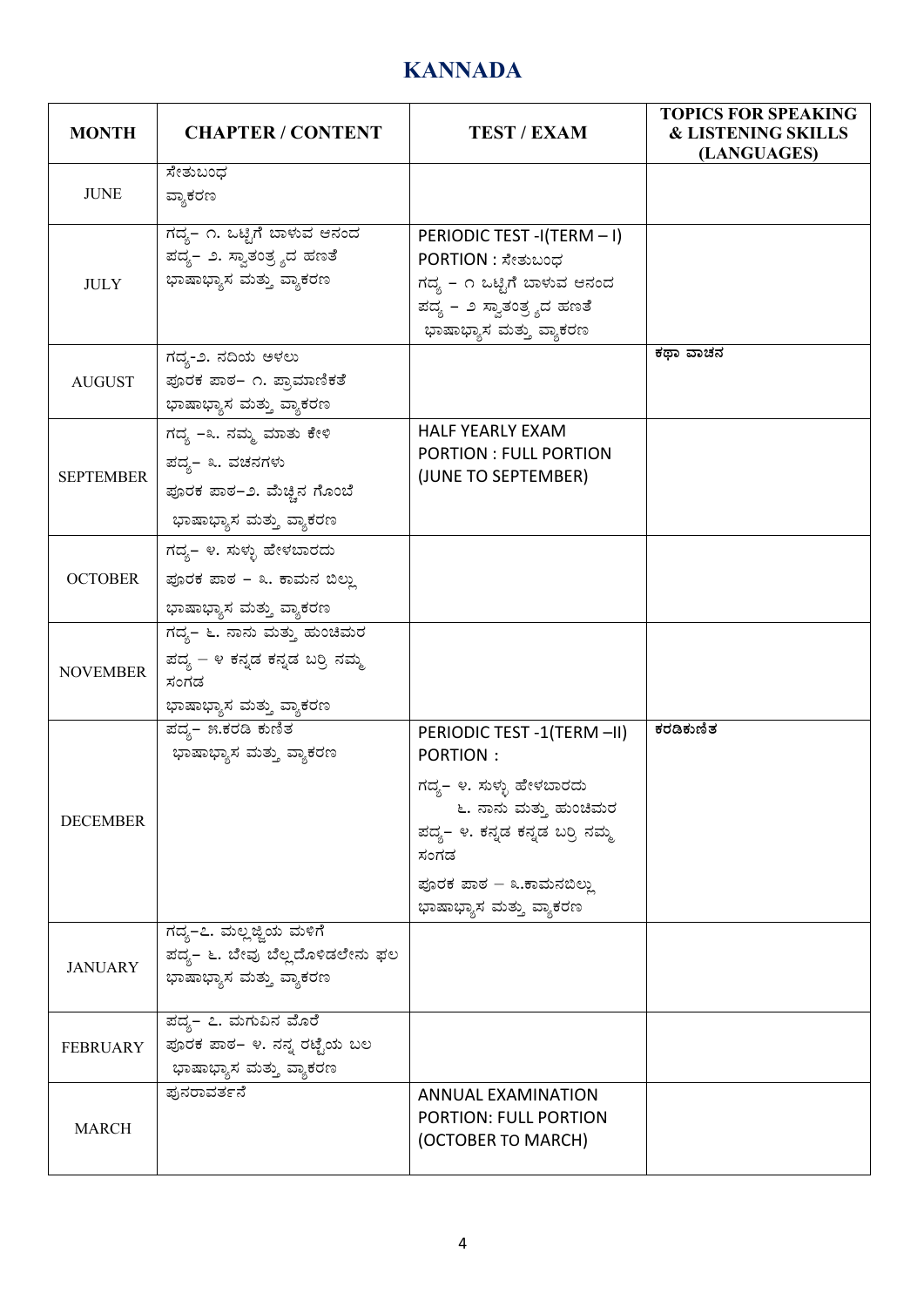# KANNADA

| MONTH | CHAPTER / CONTENT | TEST / EXAM | TOPICS FOR SPEAKING & LISTENING SKILLS (LANGUAGES) |
|---|---|---|---|
| JUNE | ಸೇತುಬಂಧ<br>ವ್ಯಾಕರಣ | | |
| JULY | ಗದ್ಯ– ೧. ಒಟ್ಟಿಗೆ ಬಾಳುವ ಆನಂದ<br>ಪದ್ಯ– ೨. ಸ್ವಾತಂತ್ರ್ಯದ ಹಣತೆ<br>ಭಾಷಾಭ್ಯಾಸ ಮತ್ತು ವ್ಯಾಕರಣ | PERIODIC TEST -I(TERM – I)<br>PORTION : ಸೇತುಬಂಧ<br>ಗದ್ಯ – ೧ ಒಟ್ಟಿಗೆ ಬಾಳುವ ಆನಂದ<br>ಪದ್ಯ – ೨ ಸ್ವಾತಂತ್ರ್ಯದ ಹಣತೆ<br>ಭಾಷಾಭ್ಯಾಸ ಮತ್ತು ವ್ಯಾಕರಣ | |
| AUGUST | ಗದ್ಯ-೨. ನದಿಯ ಅಳಲು<br>ಪೂರಕ ಪಾಠ– ೧. ಪ್ರಾಮಾಣಿಕತೆ<br>ಭಾಷಾಭ್ಯಾಸ ಮತ್ತು ವ್ಯಾಕರಣ | | ಕಥಾ ವಾಚನ |
| SEPTEMBER | ಗದ್ಯ –೩. ನಮ್ಮ ಮಾತು ಕೇಳಿ<br>ಪದ್ಯ– ೩. ವಚನಗಳು<br>ಪೂರಕ ಪಾಠ–೨. ಮೆಚ್ಚಿನ ಗೊಂಬೆ<br>ಭಾಷಾಭ್ಯಾಸ ಮತ್ತು ವ್ಯಾಕರಣ | HALF YEARLY EXAM<br>PORTION : FULL PORTION (JUNE TO SEPTEMBER) | |
| OCTOBER | ಗದ್ಯ– ೪. ಸುಳ್ಳು ಹೇಳಬಾರದು<br>ಪೂರಕ ಪಾಠ – ೩. ಕಾಮನ ಬಿಲ್ಲು<br>ಭಾಷಾಭ್ಯಾಸ ಮತ್ತು ವ್ಯಾಕರಣ | | |
| NOVEMBER | ಗದ್ಯ– ೬. ನಾನು ಮತ್ತು ಹುಂಚಿಮರ<br>ಪದ್ಯ – ೪ ಕನ್ನಡ ಕನ್ನಡ ಬರ್‍ರಿ ನಮ್ಮ ಸಂಗಡ<br>ಭಾಷಾಭ್ಯಾಸ ಮತ್ತು ವ್ಯಾಕರಣ | | |
| DECEMBER | ಪದ್ಯ– ೫.ಕರಡಿ ಕುಣಿತ<br>ಭಾಷಾಭ್ಯಾಸ ಮತ್ತು ವ್ಯಾಕರಣ | PERIODIC TEST -1(TERM –II)<br>PORTION :<br>ಗದ್ಯ– ೪. ಸುಳ್ಳು ಹೇಳಬಾರದು<br>೬. ನಾನು ಮತ್ತು ಹುಂಚಿಮರ<br>ಪದ್ಯ– ೪. ಕನ್ನಡ ಕನ್ನಡ ಬರ್‍ರಿ ನಮ್ಮ ಸಂಗಡ<br>ಪೂರಕ ಪಾಠ – ೩.ಕಾಮನಬಿಲ್ಲು<br>ಭಾಷಾಭ್ಯಾಸ ಮತ್ತು ವ್ಯಾಕರಣ | ಕರಡಿಕುಣಿತ |
| JANUARY | ಗದ್ಯ–೭. ಮಲ್ಲಜ್ಜಿಯ ಮಳಿಗೆ<br>ಪದ್ಯ– ೬. ಬೇವು ಬೆಲ್ಲದೊಳಿಡಲೇನು ಫಲ<br>ಭಾಷಾಭ್ಯಾಸ ಮತ್ತು ವ್ಯಾಕರಣ | | |
| FEBRUARY | ಪದ್ಯ– ೭. ಮಗುವಿನ ಮೊರೆ<br>ಪೂರಕ ಪಾಠ– ೪. ನನ್ನ ರಟ್ಟೆಯ ಬಲ<br>ಭಾಷಾಭ್ಯಾಸ ಮತ್ತು ವ್ಯಾಕರಣ | | |
| MARCH | ಪುನರಾವರ್ತನೆ | ANNUAL EXAMINATION<br>PORTION: FULL PORTION (OCTOBER TO MARCH) | |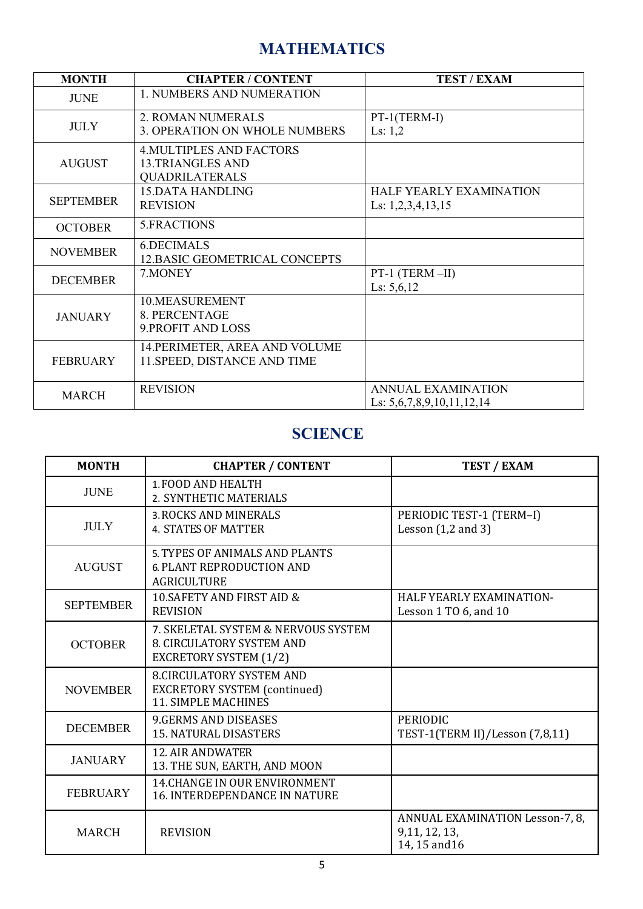# MATHEMATICS

| MONTH | CHAPTER / CONTENT | TEST / EXAM |
|---|---|---|
| JUNE | 1. NUMBERS AND NUMERATION | |
| JULY | 2. ROMAN NUMERALS<br>3. OPERATION ON WHOLE NUMBERS | PT-1(TERM-I)<br>Ls: 1,2 |
| AUGUST | 4.MULTIPLES AND FACTORS<br>13.TRIANGLES AND QUADRILATERALS | |
| SEPTEMBER | 15.DATA HANDLING<br>REVISION | HALF YEARLY EXAMINATION<br>Ls: 1,2,3,4,13,15 |
| OCTOBER | 5.FRACTIONS | |
| NOVEMBER | 6.DECIMALS<br>12.BASIC GEOMETRICAL CONCEPTS | |
| DECEMBER | 7.MONEY | PT-1 (TERM –II)<br>Ls: 5,6,12 |
| JANUARY | 10.MEASUREMENT<br>8. PERCENTAGE<br>9.PROFIT AND LOSS | |
| FEBRUARY | 14.PERIMETER, AREA AND VOLUME<br>11.SPEED, DISTANCE AND TIME | |
| MARCH | REVISION | ANNUAL EXAMINATION<br>Ls: 5,6,7,8,9,10,11,12,14 |

# SCIENCE

| MONTH | CHAPTER / CONTENT | TEST / EXAM |
|---|---|---|
| JUNE | 1. FOOD AND HEALTH<br>2. SYNTHETIC MATERIALS | |
| JULY | 3. ROCKS AND MINERALS<br>4. STATES OF MATTER | PERIODIC TEST-1 (TERM–I)<br>Lesson (1,2 and 3) |
| AUGUST | 5. TYPES OF ANIMALS AND PLANTS<br>6. PLANT REPRODUCTION AND AGRICULTURE | |
| SEPTEMBER | 10.SAFETY AND FIRST AID &<br>REVISION | HALF YEARLY EXAMINATION-<br>Lesson 1 TO 6, and 10 |
| OCTOBER | 7. SKELETAL SYSTEM & NERVOUS SYSTEM<br>8. CIRCULATORY SYSTEM AND EXCRETORY SYSTEM (1/2) | |
| NOVEMBER | 8.CIRCULATORY SYSTEM AND EXCRETORY SYSTEM (continued)<br>11. SIMPLE MACHINES | |
| DECEMBER | 9.GERMS AND DISEASES<br>15. NATURAL DISASTERS | PERIODIC<br>TEST-1(TERM II)/Lesson (7,8,11) |
| JANUARY | 12. AIR ANDWATER<br>13. THE SUN, EARTH, AND MOON | |
| FEBRUARY | 14.CHANGE IN OUR ENVIRONMENT<br>16. INTERDEPENDANCE IN NATURE | |
| MARCH | REVISION | ANNUAL EXAMINATION Lesson-7, 8, 9,11, 12, 13, 14, 15 and16 |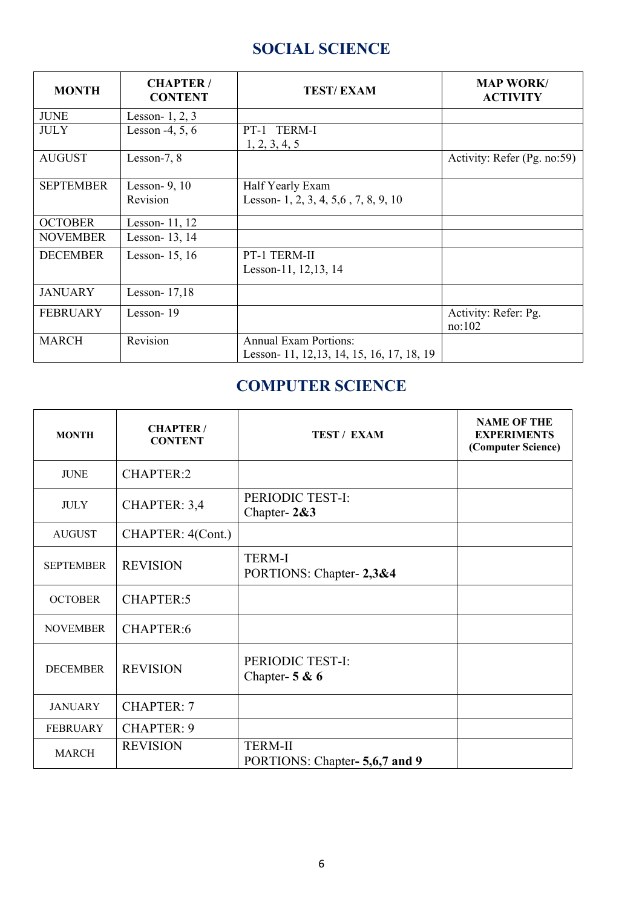## SOCIAL SCIENCE

| MONTH | CHAPTER / CONTENT | TEST/ EXAM | MAP WORK/ ACTIVITY |
|---|---|---|---|
| JUNE | Lesson- 1, 2, 3 | | |
| JULY | Lesson -4, 5, 6 | PT-1 TERM-I<br>1, 2, 3, 4, 5 | |
| AUGUST | Lesson-7, 8 | | Activity: Refer (Pg. no:59) |
| SEPTEMBER | Lesson- 9, 10<br>Revision | Half Yearly Exam<br>Lesson- 1, 2, 3, 4, 5,6 , 7, 8, 9, 10 | |
| OCTOBER | Lesson- 11, 12 | | |
| NOVEMBER | Lesson- 13, 14 | | |
| DECEMBER | Lesson- 15, 16 | PT-1 TERM-II<br>Lesson-11, 12,13, 14 | |
| JANUARY | Lesson- 17,18 | | |
| FEBRUARY | Lesson- 19 | | Activity: Refer: Pg. no:102 |
| MARCH | Revision | Annual Exam Portions:<br>Lesson- 11, 12,13, 14, 15, 16, 17, 18, 19 | |

## COMPUTER SCIENCE

| MONTH | CHAPTER / CONTENT | TEST / EXAM | NAME OF THE EXPERIMENTS (Computer Science) |
|---|---|---|---|
| JUNE | CHAPTER:2 | | |
| JULY | CHAPTER: 3,4 | PERIODIC TEST-I:<br>Chapter- **2&3** | |
| AUGUST | CHAPTER: 4(Cont.) | | |
| SEPTEMBER | REVISION | TERM-I<br>PORTIONS: Chapter- **2,3&4** | |
| OCTOBER | CHAPTER:5 | | |
| NOVEMBER | CHAPTER:6 | | |
| DECEMBER | REVISION | PERIODIC TEST-I:<br>Chapter**- 5 & 6** | |
| JANUARY | CHAPTER: 7 | | |
| FEBRUARY | CHAPTER: 9 | | |
| MARCH | REVISION | TERM-II<br>PORTIONS: Chapter**- 5,6,7 and 9** | |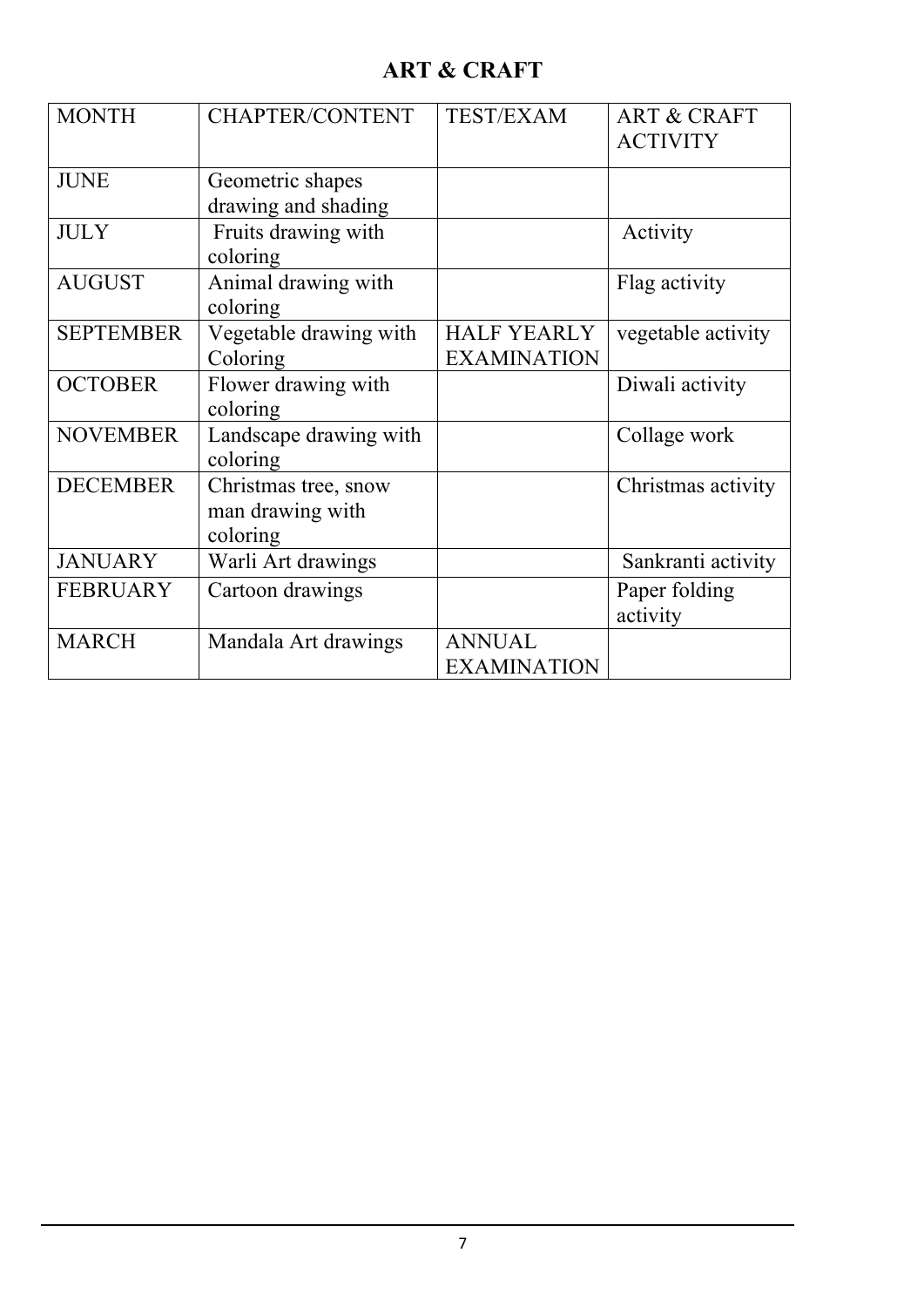# ART & CRAFT

| MONTH | CHAPTER/CONTENT | TEST/EXAM | ART & CRAFT ACTIVITY |
|---|---|---|---|
| JUNE | Geometric shapes drawing and shading | | |
| JULY | Fruits drawing with coloring | | Activity |
| AUGUST | Animal drawing with coloring | | Flag activity |
| SEPTEMBER | Vegetable drawing with Coloring | HALF YEARLY EXAMINATION | vegetable activity |
| OCTOBER | Flower drawing with coloring | | Diwali activity |
| NOVEMBER | Landscape drawing with coloring | | Collage work |
| DECEMBER | Christmas tree, snow man drawing with coloring | | Christmas activity |
| JANUARY | Warli Art drawings | | Sankranti activity |
| FEBRUARY | Cartoon drawings | | Paper folding activity |
| MARCH | Mandala Art drawings | ANNUAL EXAMINATION | |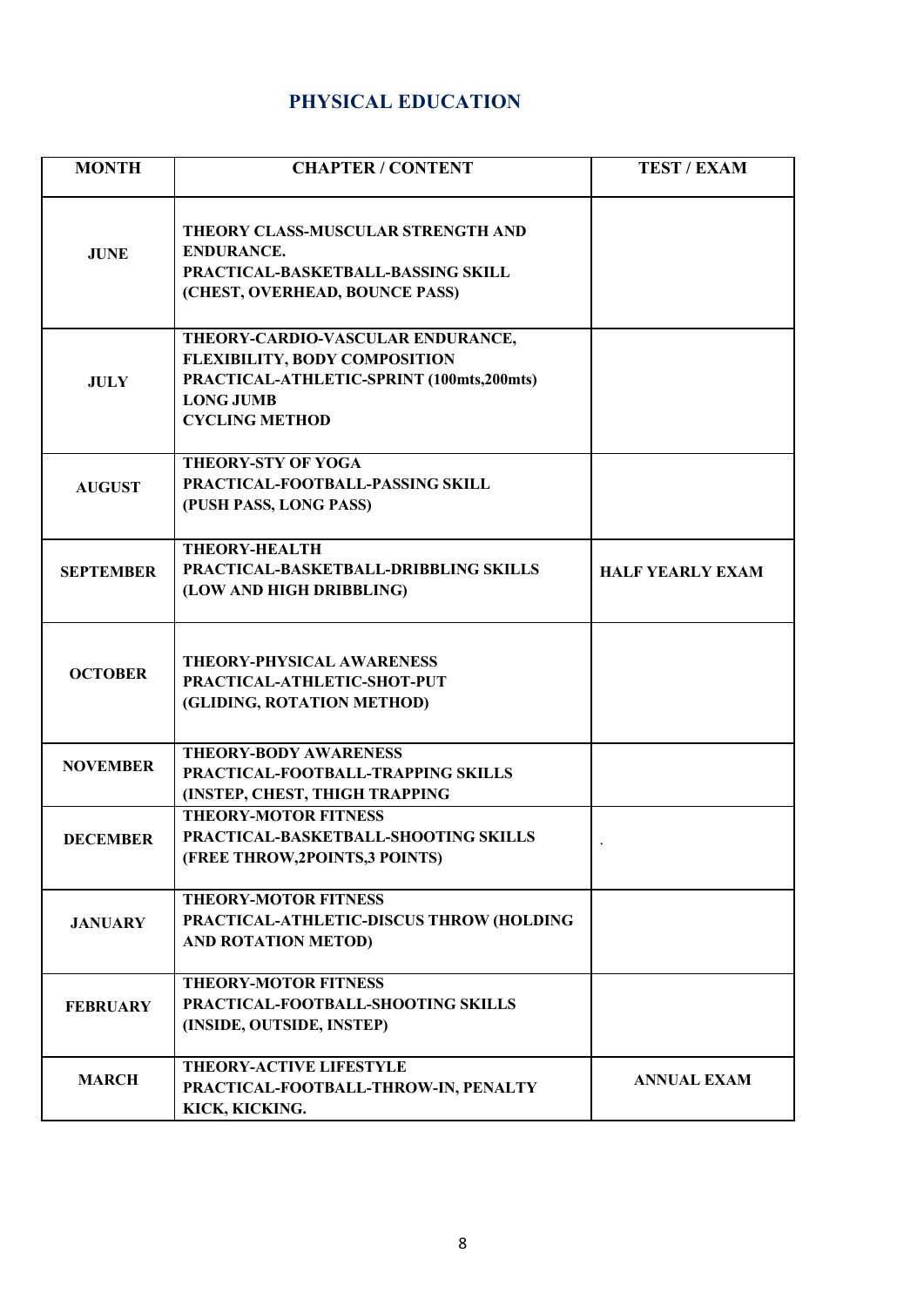# PHYSICAL EDUCATION

| MONTH | CHAPTER / CONTENT | TEST / EXAM |
|---|---|---|
| JUNE | THEORY CLASS-MUSCULAR STRENGTH AND ENDURANCE.<br>PRACTICAL-BASKETBALL-BASSING SKILL (CHEST, OVERHEAD, BOUNCE PASS) | |
| JULY | THEORY-CARDIO-VASCULAR ENDURANCE, FLEXIBILITY, BODY COMPOSITION<br>PRACTICAL-ATHLETIC-SPRINT (100mts,200mts)<br>LONG JUMB<br>CYCLING METHOD | |
| AUGUST | THEORY-STY OF YOGA<br>PRACTICAL-FOOTBALL-PASSING SKILL (PUSH PASS, LONG PASS) | |
| SEPTEMBER | THEORY-HEALTH<br>PRACTICAL-BASKETBALL-DRIBBLING SKILLS (LOW AND HIGH DRIBBLING) | HALF YEARLY EXAM |
| OCTOBER | THEORY-PHYSICAL AWARENESS<br>PRACTICAL-ATHLETIC-SHOT-PUT (GLIDING, ROTATION METHOD) | |
| NOVEMBER | THEORY-BODY AWARENESS<br>PRACTICAL-FOOTBALL-TRAPPING SKILLS (INSTEP, CHEST, THIGH TRAPPING | |
| DECEMBER | THEORY-MOTOR FITNESS<br>PRACTICAL-BASKETBALL-SHOOTING SKILLS (FREE THROW,2POINTS,3 POINTS) | . |
| JANUARY | THEORY-MOTOR FITNESS<br>PRACTICAL-ATHLETIC-DISCUS THROW (HOLDING AND ROTATION METOD) | |
| FEBRUARY | THEORY-MOTOR FITNESS<br>PRACTICAL-FOOTBALL-SHOOTING SKILLS (INSIDE, OUTSIDE, INSTEP) | |
| MARCH | THEORY-ACTIVE LIFESTYLE<br>PRACTICAL-FOOTBALL-THROW-IN, PENALTY KICK, KICKING. | ANNUAL EXAM |